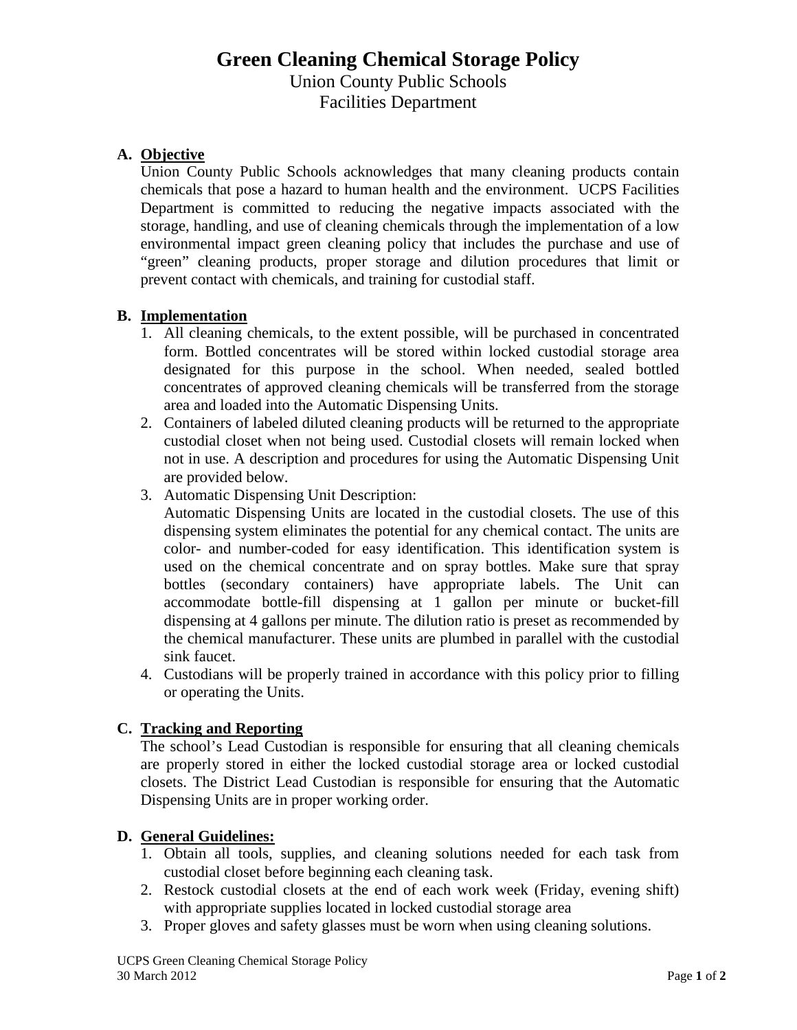# Green Cleaning Chemical Storage Policy

Union County Public Schools
Facilities Department

## A. Objective

Union County Public Schools acknowledges that many cleaning products contain chemicals that pose a hazard to human health and the environment. UCPS Facilities Department is committed to reducing the negative impacts associated with the storage, handling, and use of cleaning chemicals through the implementation of a low environmental impact green cleaning policy that includes the purchase and use of "green" cleaning products, proper storage and dilution procedures that limit or prevent contact with chemicals, and training for custodial staff.

## B. Implementation

1. All cleaning chemicals, to the extent possible, will be purchased in concentrated form. Bottled concentrates will be stored within locked custodial storage area designated for this purpose in the school. When needed, sealed bottled concentrates of approved cleaning chemicals will be transferred from the storage area and loaded into the Automatic Dispensing Units.
2. Containers of labeled diluted cleaning products will be returned to the appropriate custodial closet when not being used. Custodial closets will remain locked when not in use. A description and procedures for using the Automatic Dispensing Unit are provided below.
3. Automatic Dispensing Unit Description:
   Automatic Dispensing Units are located in the custodial closets. The use of this dispensing system eliminates the potential for any chemical contact. The units are color- and number-coded for easy identification. This identification system is used on the chemical concentrate and on spray bottles. Make sure that spray bottles (secondary containers) have appropriate labels. The Unit can accommodate bottle-fill dispensing at 1 gallon per minute or bucket-fill dispensing at 4 gallons per minute. The dilution ratio is preset as recommended by the chemical manufacturer. These units are plumbed in parallel with the custodial sink faucet.
4. Custodians will be properly trained in accordance with this policy prior to filling or operating the Units.

## C. Tracking and Reporting

The school's Lead Custodian is responsible for ensuring that all cleaning chemicals are properly stored in either the locked custodial storage area or locked custodial closets. The District Lead Custodian is responsible for ensuring that the Automatic Dispensing Units are in proper working order.

## D. General Guidelines:

1. Obtain all tools, supplies, and cleaning solutions needed for each task from custodial closet before beginning each cleaning task.
2. Restock custodial closets at the end of each work week (Friday, evening shift) with appropriate supplies located in locked custodial storage area
3. Proper gloves and safety glasses must be worn when using cleaning solutions.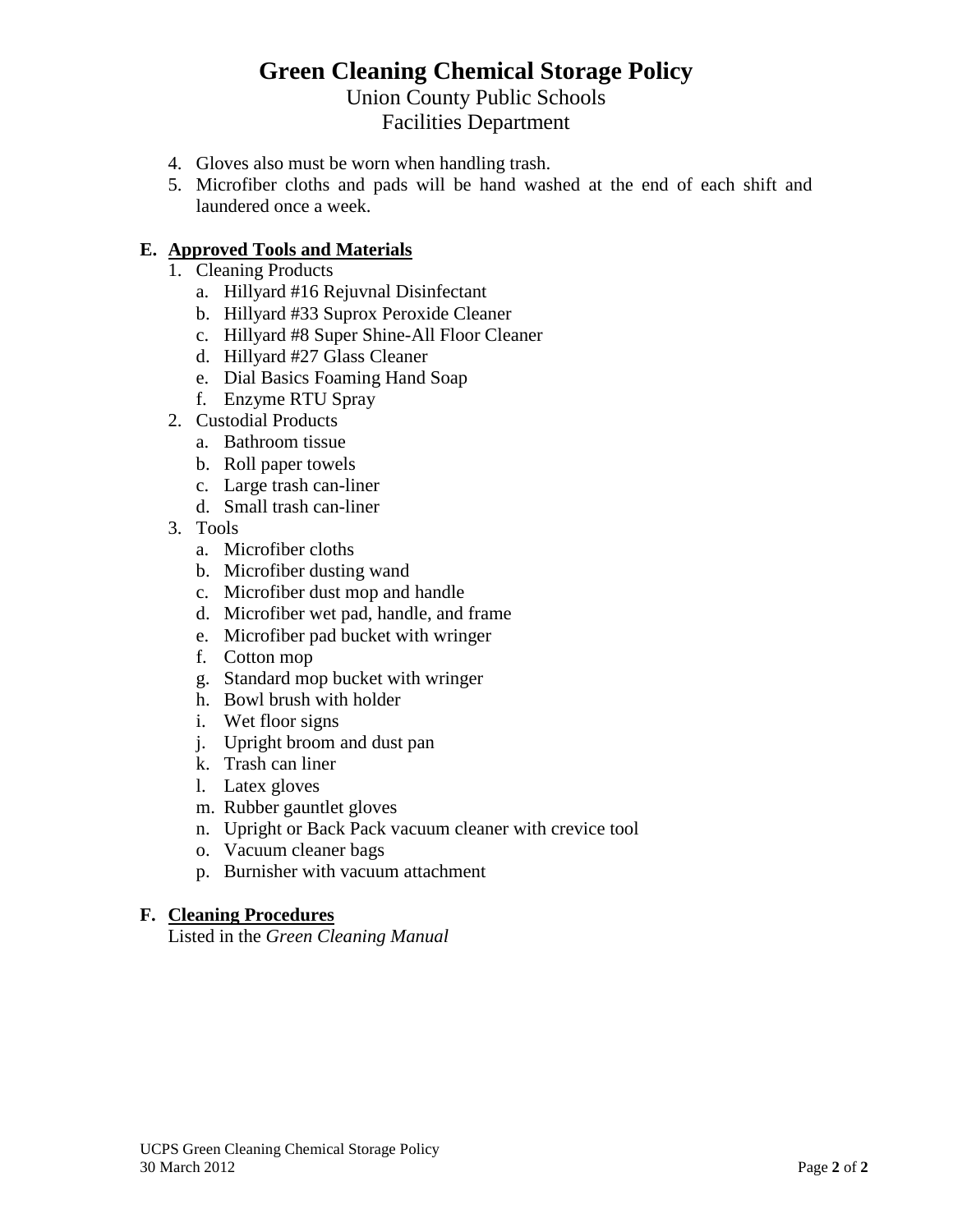4. Gloves also must be worn when handling trash.
5. Microfiber cloths and pads will be hand washed at the end of each shift and laundered once a week.

## E. Approved Tools and Materials

1. Cleaning Products
   a. Hillyard #16 Rejuvnal Disinfectant
   b. Hillyard #33 Suprox Peroxide Cleaner
   c. Hillyard #8 Super Shine-All Floor Cleaner
   d. Hillyard #27 Glass Cleaner
   e. Dial Basics Foaming Hand Soap
   f. Enzyme RTU Spray
2. Custodial Products
   a. Bathroom tissue
   b. Roll paper towels
   c. Large trash can-liner
   d. Small trash can-liner
3. Tools
   a. Microfiber cloths
   b. Microfiber dusting wand
   c. Microfiber dust mop and handle
   d. Microfiber wet pad, handle, and frame
   e. Microfiber pad bucket with wringer
   f. Cotton mop
   g. Standard mop bucket with wringer
   h. Bowl brush with holder
   i. Wet floor signs
   j. Upright broom and dust pan
   k. Trash can liner
   l. Latex gloves
   m. Rubber gauntlet gloves
   n. Upright or Back Pack vacuum cleaner with crevice tool
   o. Vacuum cleaner bags
   p. Burnisher with vacuum attachment

## F. Cleaning Procedures

Listed in the *Green Cleaning Manual*